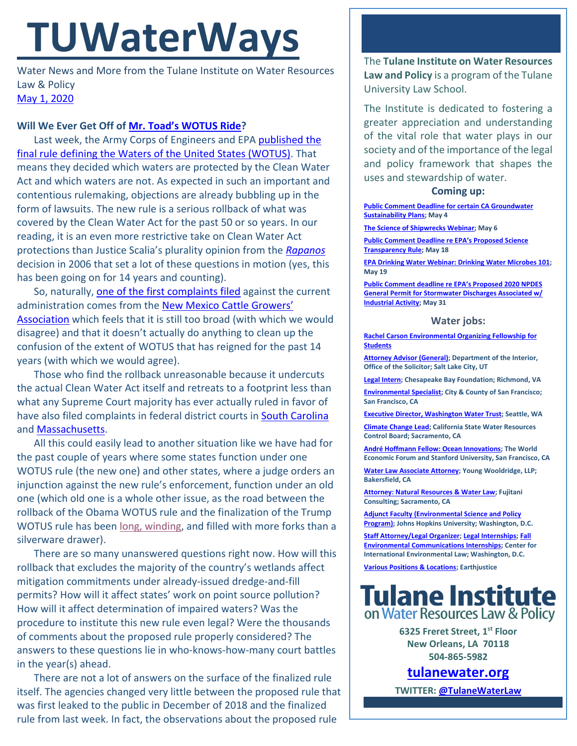# TUWaterWays

Water News and More from the Tulane Institute on Water Resources Law & Policy

May 1, 2020

**Will We Ever Get Off of Mr. Toad's WOTUS Ride?**

Last week, the Army Corps of Engineers and EPA published the final rule defining the Waters of the United States (WOTUS). That means they decided which waters are protected by the Clean Water Act and which waters are not. As expected in such an important and contentious rulemaking, objections are already bubbling up in the form of lawsuits. The new rule is a serious rollback of what was covered by the Clean Water Act for the past 50 or so years. In our reading, it is an even more restrictive take on Clean Water Act protections than Justice Scalia's plurality opinion from the *Rapanos* decision in 2006 that set a lot of these questions in motion (yes, this has been going on for 14 years and counting).

So, naturally, one of the first complaints filed against the current administration comes from the New Mexico Cattle Growers' Association which feels that it is still too broad (with which we would disagree) and that it doesn't actually do anything to clean up the confusion of the extent of WOTUS that has reigned for the past 14 years (with which we would agree).

Those who find the rollback unreasonable because it undercuts the actual Clean Water Act itself and retreats to a footprint less than what any Supreme Court majority has ever actually ruled in favor of have also filed complaints in federal district courts in South Carolina and Massachusetts.

All this could easily lead to another situation like we have had for the past couple of years where some states function under one WOTUS rule (the new one) and other states, where a judge orders an injunction against the new rule's enforcement, function under an old one (which old one is a whole other issue, as the road between the rollback of the Obama WOTUS rule and the finalization of the Trump WOTUS rule has been long, winding, and filled with more forks than a silverware drawer).

There are so many unanswered questions right now. How will this rollback that excludes the majority of the country's wetlands affect mitigation commitments under already-issued dredge-and-fill permits? How will it affect states' work on point source pollution? How will it affect determination of impaired waters? Was the procedure to institute this new rule even legal? Were the thousands of comments about the proposed rule properly considered? The answers to these questions lie in who-knows-how-many court battles in the year(s) ahead.

There are not a lot of answers on the surface of the finalized rule itself. The agencies changed very little between the proposed rule that was first leaked to the public in December of 2018 and the finalized rule from last week. In fact, the observations about the proposed rule

The **Tulane Institute on Water Resources Law and Policy** is a program of the Tulane University Law School.

The Institute is dedicated to fostering a greater appreciation and understanding of the vital role that water plays in our society and of the importance of the legal and policy framework that shapes the uses and stewardship of water.

### Coming up:

**Public Comment Deadline for certain CA Groundwater Sustainability Plans; May 4**

**The Science of Shipwrecks Webinar; May 6**

**Public Comment Deadline re EPA's Proposed Science Transparency Rule; May 18**

**EPA Drinking Water Webinar: Drinking Water Microbes 101; May 19**

**Public Comment deadline re EPA's Proposed 2020 NPDES General Permit for Stormwater Discharges Associated w/ Industrial Activity; May 31**

### Water jobs:

**Rachel Carson Environmental Organizing Fellowship for Students**

**Attorney Advisor (General); Department of the Interior, Office of the Solicitor; Salt Lake City, UT**

**Legal Intern; Chesapeake Bay Foundation; Richmond, VA**

**Environmental Specialist; City & County of San Francisco; San Francisco, CA**

**Executive Director, Washington Water Trust; Seattle, WA**

**Climate Change Lead; California State Water Resources Control Board; Sacramento, CA**

**André Hoffmann Fellow: Ocean Innovations; The World Economic Forum and Stanford University, San Francisco, CA**

**Water Law Associate Attorney; Young Wooldridge, LLP; Bakersfield, CA**

**Attorney: Natural Resources & Water Law; Fujitani Consulting; Sacramento, CA**

**Adjunct Faculty (Environmental Science and Policy Program); Johns Hopkins University; Washington, D.C.**

**Staff Attorney/Legal Organizer; Legal Internships; Fall Environmental Communications Internships; Center for International Environmental Law; Washington, D.C.**

**Various Positions & Locations; Earthjustice**

**Tulane Institute on Water Resources Law & Policy**

**6325 Freret Street, 1st Floor**
**New Orleans, LA 70118**
**504-865-5982**

**tulanewater.org**

**TWITTER: @TulaneWaterLaw**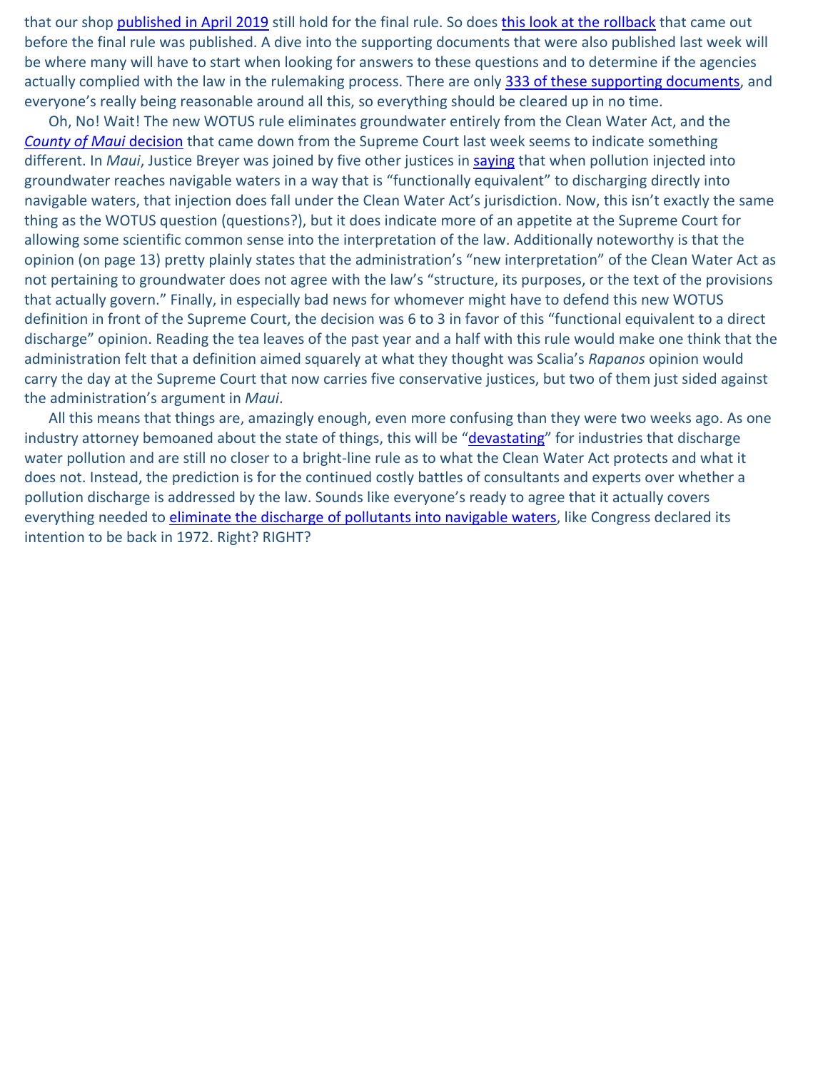that our shop published in April 2019 still hold for the final rule. So does this look at the rollback that came out before the final rule was published. A dive into the supporting documents that were also published last week will be where many will have to start when looking for answers to these questions and to determine if the agencies actually complied with the law in the rulemaking process. There are only 333 of these supporting documents, and everyone's really being reasonable around all this, so everything should be cleared up in no time.

Oh, No! Wait! The new WOTUS rule eliminates groundwater entirely from the Clean Water Act, and the *County of Maui* decision that came down from the Supreme Court last week seems to indicate something different. In *Maui*, Justice Breyer was joined by five other justices in saying that when pollution injected into groundwater reaches navigable waters in a way that is "functionally equivalent" to discharging directly into navigable waters, that injection does fall under the Clean Water Act's jurisdiction. Now, this isn't exactly the same thing as the WOTUS question (questions?), but it does indicate more of an appetite at the Supreme Court for allowing some scientific common sense into the interpretation of the law. Additionally noteworthy is that the opinion (on page 13) pretty plainly states that the administration's "new interpretation" of the Clean Water Act as not pertaining to groundwater does not agree with the law's "structure, its purposes, or the text of the provisions that actually govern." Finally, in especially bad news for whomever might have to defend this new WOTUS definition in front of the Supreme Court, the decision was 6 to 3 in favor of this "functional equivalent to a direct discharge" opinion. Reading the tea leaves of the past year and a half with this rule would make one think that the administration felt that a definition aimed squarely at what they thought was Scalia's *Rapanos* opinion would carry the day at the Supreme Court that now carries five conservative justices, but two of them just sided against the administration's argument in *Maui*.

All this means that things are, amazingly enough, even more confusing than they were two weeks ago. As one industry attorney bemoaned about the state of things, this will be "devastating" for industries that discharge water pollution and are still no closer to a bright-line rule as to what the Clean Water Act protects and what it does not. Instead, the prediction is for the continued costly battles of consultants and experts over whether a pollution discharge is addressed by the law. Sounds like everyone's ready to agree that it actually covers everything needed to eliminate the discharge of pollutants into navigable waters, like Congress declared its intention to be back in 1972. Right? RIGHT?